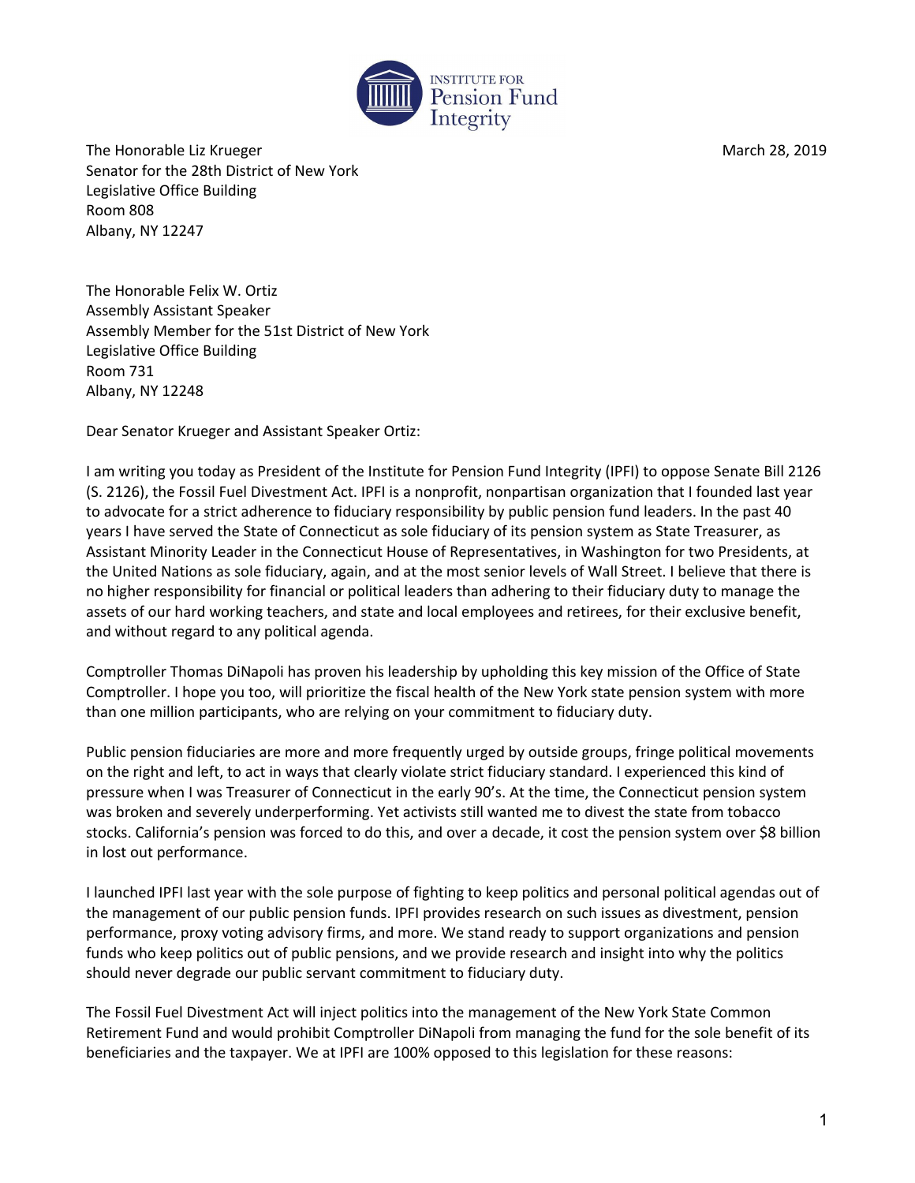INSTITUTE FOR
Pension Fund
Integrity

The Honorable Liz Krueger
Senator for the 28th District of New York
Legislative Office Building
Room 808
Albany, NY 12247

March 28, 2019

The Honorable Felix W. Ortiz
Assembly Assistant Speaker
Assembly Member for the 51st District of New York
Legislative Office Building
Room 731
Albany, NY 12248

Dear Senator Krueger and Assistant Speaker Ortiz:

I am writing you today as President of the Institute for Pension Fund Integrity (IPFI) to oppose Senate Bill 2126 (S. 2126), the Fossil Fuel Divestment Act. IPFI is a nonprofit, nonpartisan organization that I founded last year to advocate for a strict adherence to fiduciary responsibility by public pension fund leaders. In the past 40 years I have served the State of Connecticut as sole fiduciary of its pension system as State Treasurer, as Assistant Minority Leader in the Connecticut House of Representatives, in Washington for two Presidents, at the United Nations as sole fiduciary, again, and at the most senior levels of Wall Street. I believe that there is no higher responsibility for financial or political leaders than adhering to their fiduciary duty to manage the assets of our hard working teachers, and state and local employees and retirees, for their exclusive benefit, and without regard to any political agenda.

Comptroller Thomas DiNapoli has proven his leadership by upholding this key mission of the Office of State Comptroller. I hope you too, will prioritize the fiscal health of the New York state pension system with more than one million participants, who are relying on your commitment to fiduciary duty.

Public pension fiduciaries are more and more frequently urged by outside groups, fringe political movements on the right and left, to act in ways that clearly violate strict fiduciary standard. I experienced this kind of pressure when I was Treasurer of Connecticut in the early 90's. At the time, the Connecticut pension system was broken and severely underperforming. Yet activists still wanted me to divest the state from tobacco stocks. California's pension was forced to do this, and over a decade, it cost the pension system over $8 billion in lost out performance.

I launched IPFI last year with the sole purpose of fighting to keep politics and personal political agendas out of the management of our public pension funds. IPFI provides research on such issues as divestment, pension performance, proxy voting advisory firms, and more. We stand ready to support organizations and pension funds who keep politics out of public pensions, and we provide research and insight into why the politics should never degrade our public servant commitment to fiduciary duty.

The Fossil Fuel Divestment Act will inject politics into the management of the New York State Common Retirement Fund and would prohibit Comptroller DiNapoli from managing the fund for the sole benefit of its beneficiaries and the taxpayer. We at IPFI are 100% opposed to this legislation for these reasons: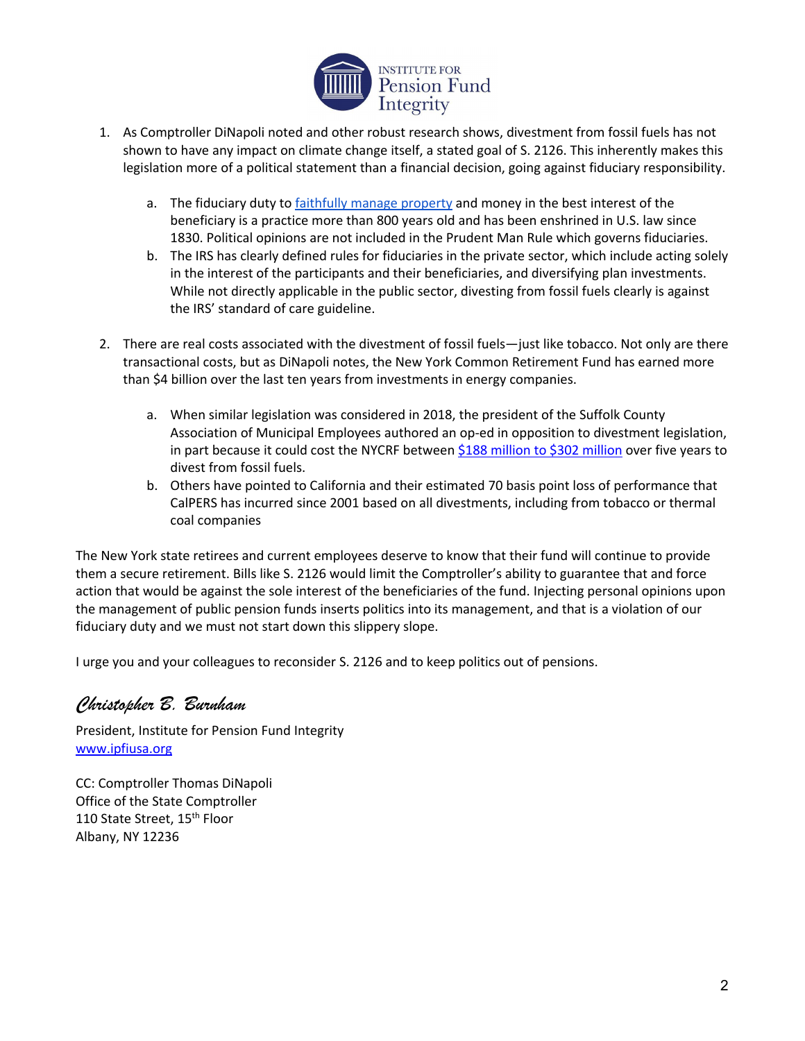1. As Comptroller DiNapoli noted and other robust research shows, divestment from fossil fuels has not shown to have any impact on climate change itself, a stated goal of S. 2126. This inherently makes this legislation more of a political statement than a financial decision, going against fiduciary responsibility.

    a. The fiduciary duty to faithfully manage property and money in the best interest of the beneficiary is a practice more than 800 years old and has been enshrined in U.S. law since 1830. Political opinions are not included in the Prudent Man Rule which governs fiduciaries.

    b. The IRS has clearly defined rules for fiduciaries in the private sector, which include acting solely in the interest of the participants and their beneficiaries, and diversifying plan investments. While not directly applicable in the public sector, divesting from fossil fuels clearly is against the IRS' standard of care guideline.

2. There are real costs associated with the divestment of fossil fuels—just like tobacco. Not only are there transactional costs, but as DiNapoli notes, the New York Common Retirement Fund has earned more than $4 billion over the last ten years from investments in energy companies.

    a. When similar legislation was considered in 2018, the president of the Suffolk County Association of Municipal Employees authored an op-ed in opposition to divestment legislation, in part because it could cost the NYCRF between $188 million to $302 million over five years to divest from fossil fuels.

    b. Others have pointed to California and their estimated 70 basis point loss of performance that CalPERS has incurred since 2001 based on all divestments, including from tobacco or thermal coal companies

The New York state retirees and current employees deserve to know that their fund will continue to provide them a secure retirement. Bills like S. 2126 would limit the Comptroller's ability to guarantee that and force action that would be against the sole interest of the beneficiaries of the fund. Injecting personal opinions upon the management of public pension funds inserts politics into its management, and that is a violation of our fiduciary duty and we must not start down this slippery slope.

I urge you and your colleagues to reconsider S. 2126 and to keep politics out of pensions.

*Christopher B. Burnham*

President, Institute for Pension Fund Integrity
www.ipfiusa.org

CC: Comptroller Thomas DiNapoli
Office of the State Comptroller
110 State Street, 15th Floor
Albany, NY 12236